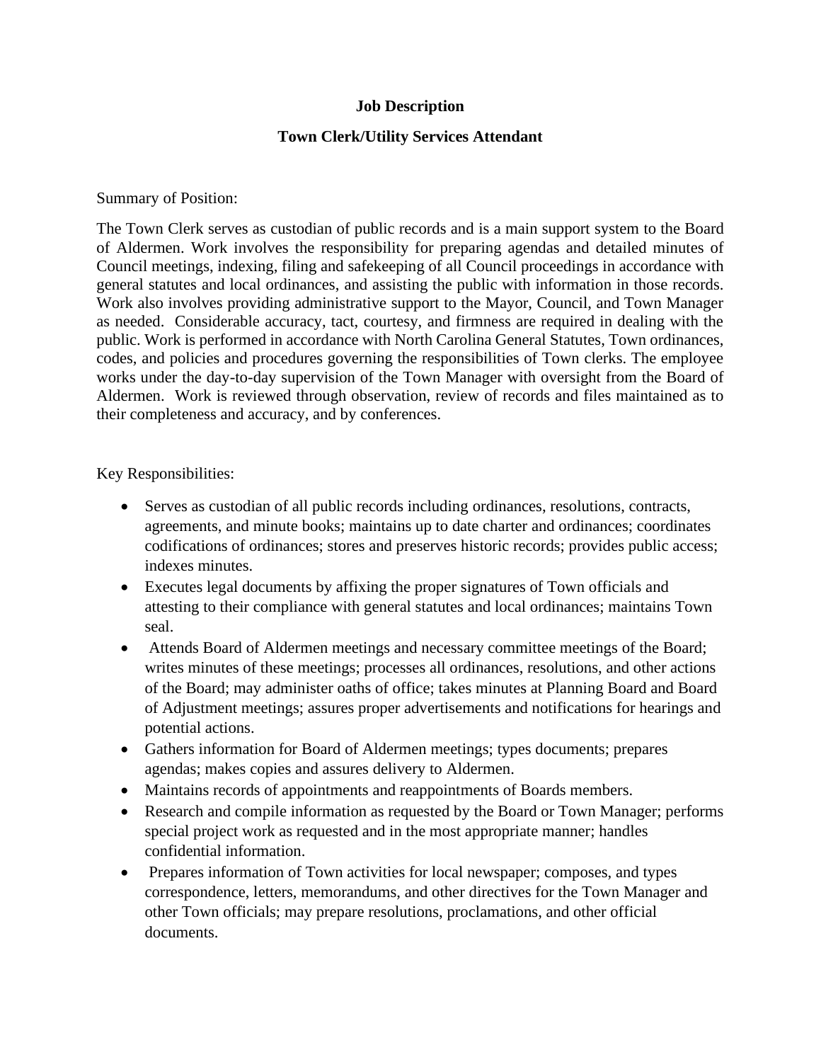**Job Description**

**Town Clerk/Utility Services Attendant**

Summary of Position:

The Town Clerk serves as custodian of public records and is a main support system to the Board of Aldermen. Work involves the responsibility for preparing agendas and detailed minutes of Council meetings, indexing, filing and safekeeping of all Council proceedings in accordance with general statutes and local ordinances, and assisting the public with information in those records. Work also involves providing administrative support to the Mayor, Council, and Town Manager as needed. Considerable accuracy, tact, courtesy, and firmness are required in dealing with the public. Work is performed in accordance with North Carolina General Statutes, Town ordinances, codes, and policies and procedures governing the responsibilities of Town clerks. The employee works under the day-to-day supervision of the Town Manager with oversight from the Board of Aldermen. Work is reviewed through observation, review of records and files maintained as to their completeness and accuracy, and by conferences.

Key Responsibilities:

- Serves as custodian of all public records including ordinances, resolutions, contracts, agreements, and minute books; maintains up to date charter and ordinances; coordinates codifications of ordinances; stores and preserves historic records; provides public access; indexes minutes.
- Executes legal documents by affixing the proper signatures of Town officials and attesting to their compliance with general statutes and local ordinances; maintains Town seal.
- Attends Board of Aldermen meetings and necessary committee meetings of the Board; writes minutes of these meetings; processes all ordinances, resolutions, and other actions of the Board; may administer oaths of office; takes minutes at Planning Board and Board of Adjustment meetings; assures proper advertisements and notifications for hearings and potential actions.
- Gathers information for Board of Aldermen meetings; types documents; prepares agendas; makes copies and assures delivery to Aldermen.
- Maintains records of appointments and reappointments of Boards members.
- Research and compile information as requested by the Board or Town Manager; performs special project work as requested and in the most appropriate manner; handles confidential information.
- Prepares information of Town activities for local newspaper; composes, and types correspondence, letters, memorandums, and other directives for the Town Manager and other Town officials; may prepare resolutions, proclamations, and other official documents.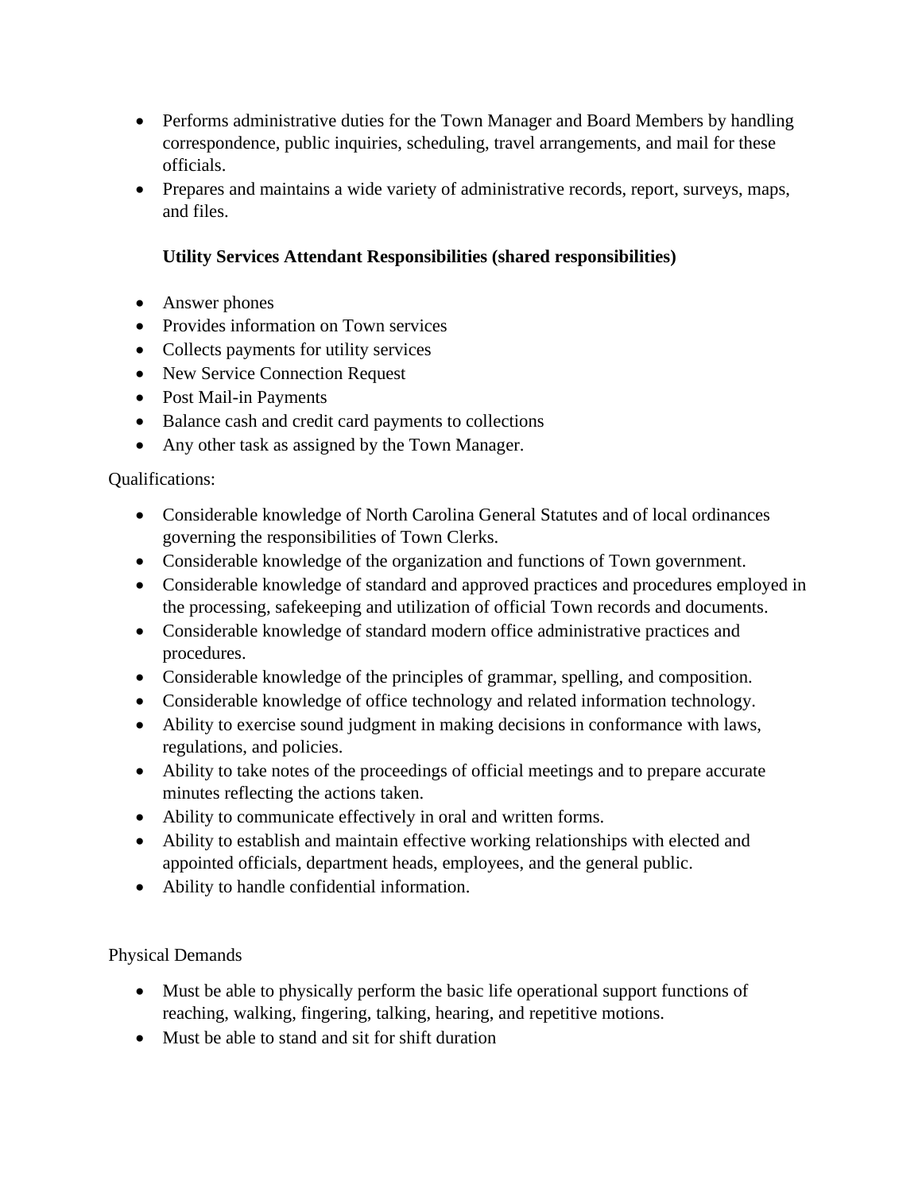- Performs administrative duties for the Town Manager and Board Members by handling correspondence, public inquiries, scheduling, travel arrangements, and mail for these officials.
- Prepares and maintains a wide variety of administrative records, report, surveys, maps, and files.

**Utility Services Attendant Responsibilities (shared responsibilities)**

- Answer phones
- Provides information on Town services
- Collects payments for utility services
- New Service Connection Request
- Post Mail-in Payments
- Balance cash and credit card payments to collections
- Any other task as assigned by the Town Manager.

Qualifications:

- Considerable knowledge of North Carolina General Statutes and of local ordinances governing the responsibilities of Town Clerks.
- Considerable knowledge of the organization and functions of Town government.
- Considerable knowledge of standard and approved practices and procedures employed in the processing, safekeeping and utilization of official Town records and documents.
- Considerable knowledge of standard modern office administrative practices and procedures.
- Considerable knowledge of the principles of grammar, spelling, and composition.
- Considerable knowledge of office technology and related information technology.
- Ability to exercise sound judgment in making decisions in conformance with laws, regulations, and policies.
- Ability to take notes of the proceedings of official meetings and to prepare accurate minutes reflecting the actions taken.
- Ability to communicate effectively in oral and written forms.
- Ability to establish and maintain effective working relationships with elected and appointed officials, department heads, employees, and the general public.
- Ability to handle confidential information.

Physical Demands

- Must be able to physically perform the basic life operational support functions of reaching, walking, fingering, talking, hearing, and repetitive motions.
- Must be able to stand and sit for shift duration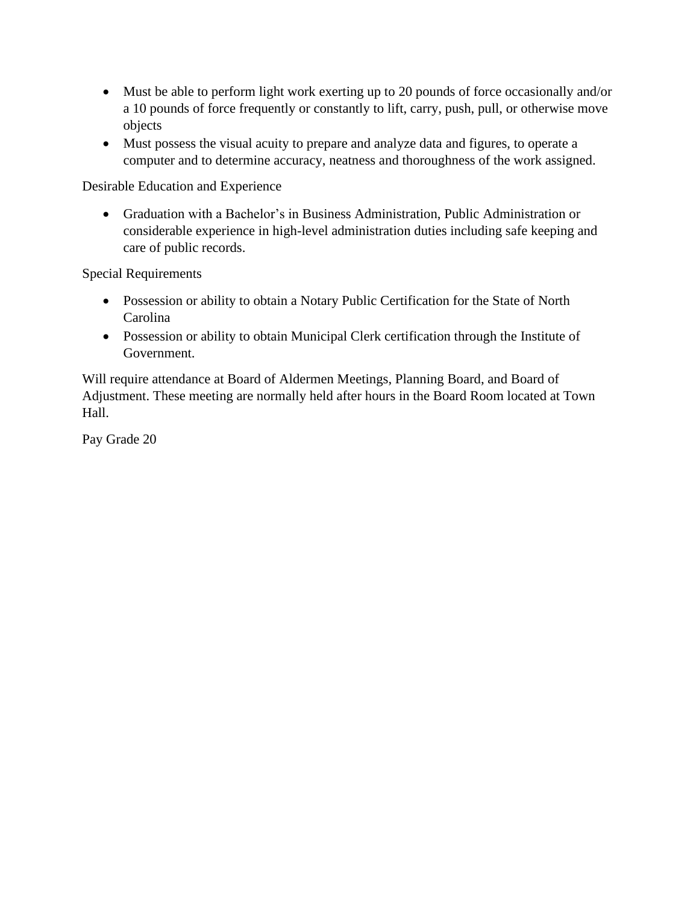- Must be able to perform light work exerting up to 20 pounds of force occasionally and/or a 10 pounds of force frequently or constantly to lift, carry, push, pull, or otherwise move objects
- Must possess the visual acuity to prepare and analyze data and figures, to operate a computer and to determine accuracy, neatness and thoroughness of the work assigned.

Desirable Education and Experience

- Graduation with a Bachelor's in Business Administration, Public Administration or considerable experience in high-level administration duties including safe keeping and care of public records.

Special Requirements

- Possession or ability to obtain a Notary Public Certification for the State of North Carolina
- Possession or ability to obtain Municipal Clerk certification through the Institute of Government.

Will require attendance at Board of Aldermen Meetings, Planning Board, and Board of Adjustment. These meeting are normally held after hours in the Board Room located at Town Hall.

Pay Grade 20